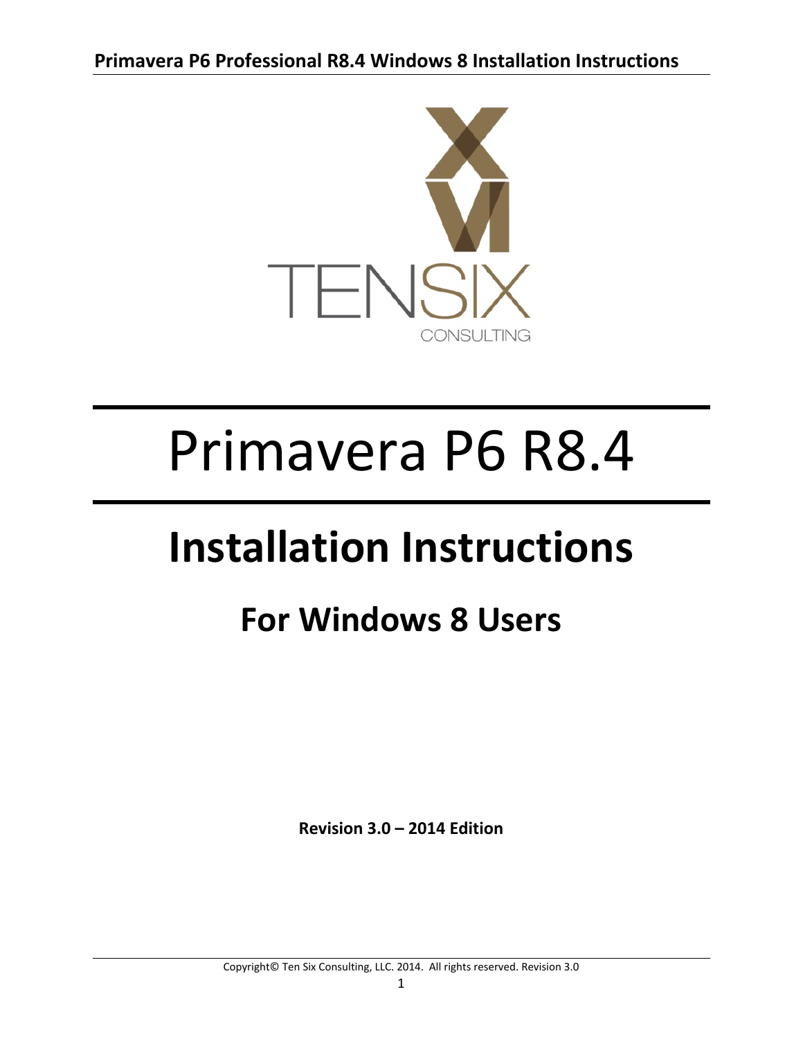# Primavera P6 R8.4

## Installation Instructions

### For Windows 8 Users

**Revision 3.0 – 2014 Edition**

Copyright© Ten Six Consulting, LLC. 2014. All rights reserved. Revision 3.0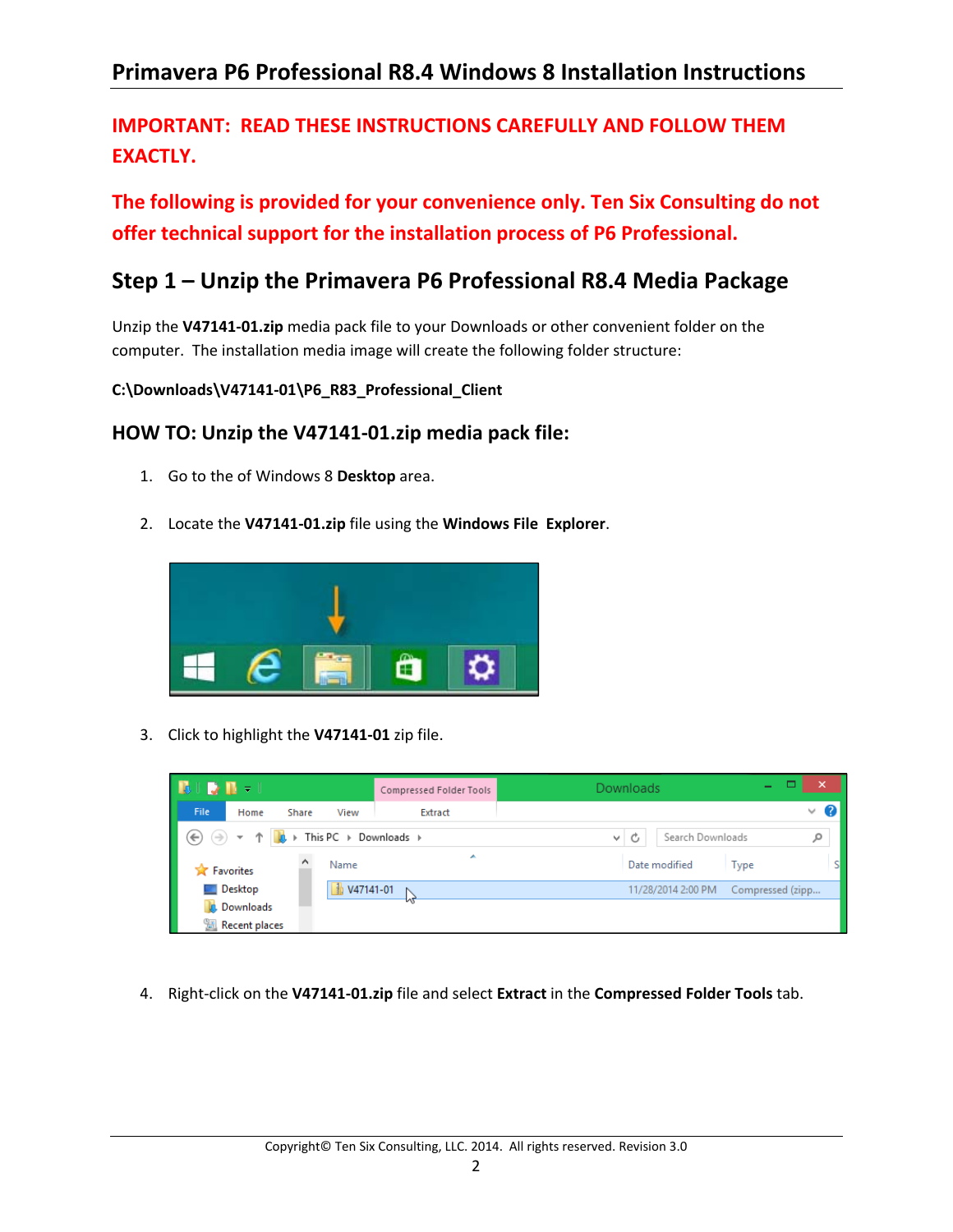## Primavera P6 Professional R8.4 Windows 8 Installation Instructions

**IMPORTANT: READ THESE INSTRUCTIONS CAREFULLY AND FOLLOW THEM EXACTLY.**

**The following is provided for your convenience only. Ten Six Consulting do not offer technical support for the installation process of P6 Professional.**

## Step 1 – Unzip the Primavera P6 Professional R8.4 Media Package

Unzip the **V47141-01.zip** media pack file to your Downloads or other convenient folder on the computer. The installation media image will create the following folder structure:

**C:\Downloads\V47141-01\P6_R83_Professional_Client**

### HOW TO: Unzip the V47141-01.zip media pack file:

1. Go to the of Windows 8 **Desktop** area.

2. Locate the **V47141-01.zip** file using the **Windows File Explorer**.

3. Click to highlight the **V47141-01** zip file.

4. Right-click on the **V47141-01.zip** file and select **Extract** in the **Compressed Folder Tools** tab.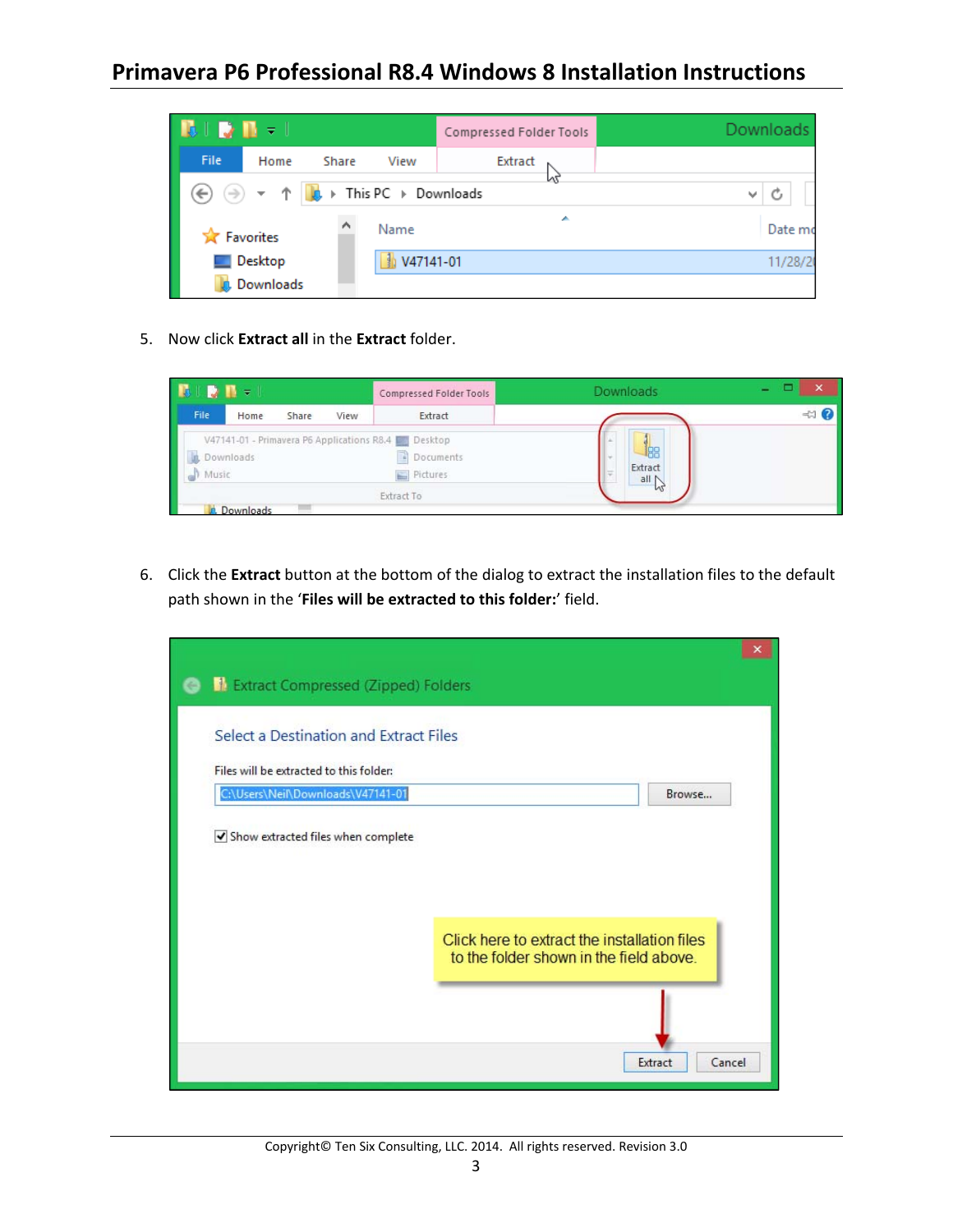5. Now click **Extract all** in the **Extract** folder.

6. Click the **Extract** button at the bottom of the dialog to extract the installation files to the default path shown in the '**Files will be extracted to this folder:**' field.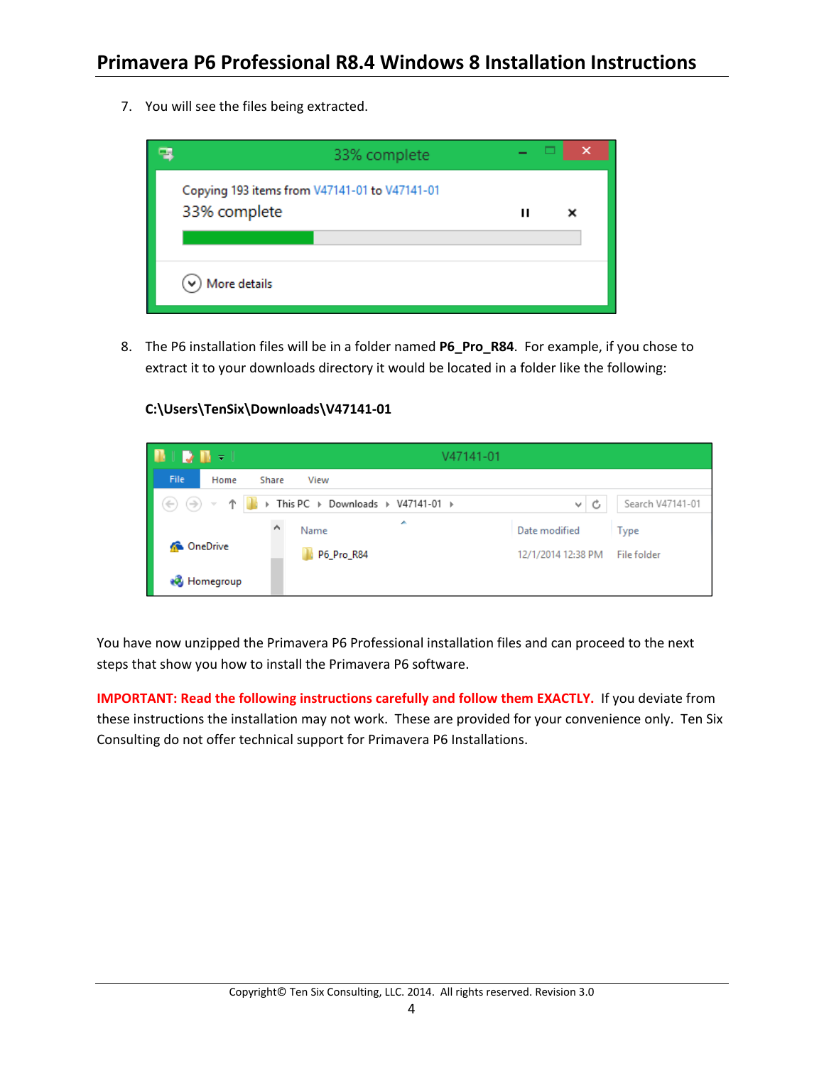7. You will see the files being extracted.

8. The P6 installation files will be in a folder named **P6_Pro_R84**. For example, if you chose to extract it to your downloads directory it would be located in a folder like the following:

   **C:\Users\TenSix\Downloads\V47141-01**

You have now unzipped the Primavera P6 Professional installation files and can proceed to the next steps that show you how to install the Primavera P6 software.

**IMPORTANT: Read the following instructions carefully and follow them EXACTLY.** If you deviate from these instructions the installation may not work. These are provided for your convenience only. Ten Six Consulting do not offer technical support for Primavera P6 Installations.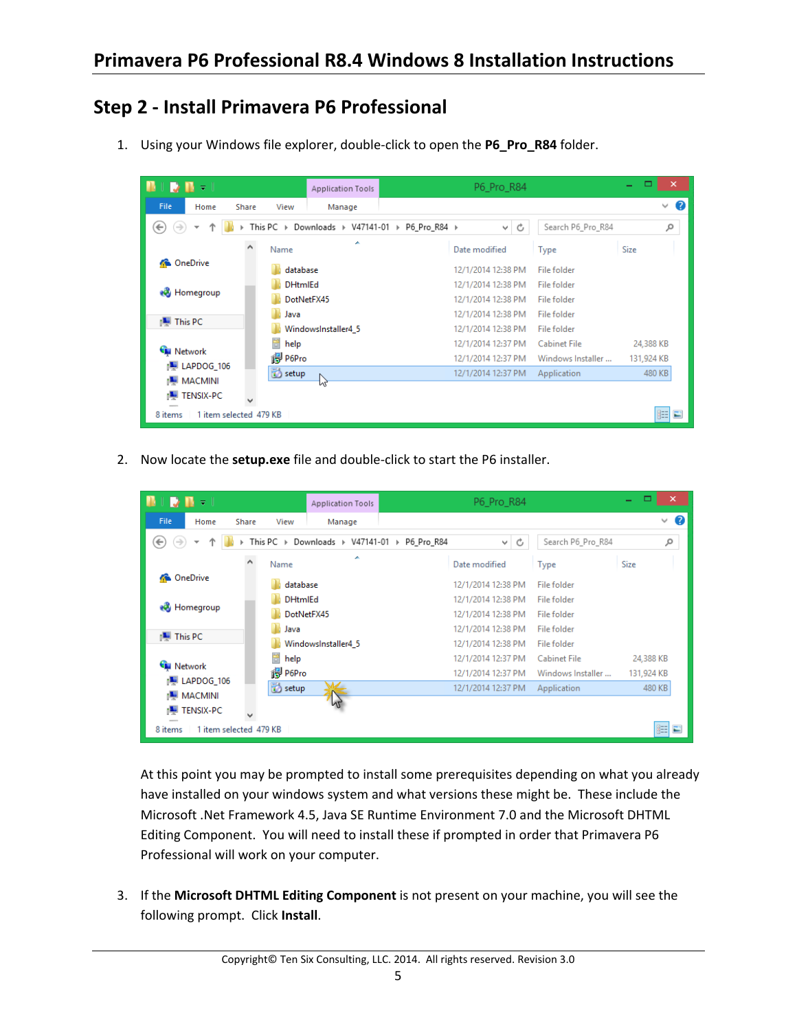## Step 2 - Install Primavera P6 Professional

1. Using your Windows file explorer, double-click to open the **P6_Pro_R84** folder.

2. Now locate the **setup.exe** file and double-click to start the P6 installer.

   At this point you may be prompted to install some prerequisites depending on what you already have installed on your windows system and what versions these might be. These include the Microsoft .Net Framework 4.5, Java SE Runtime Environment 7.0 and the Microsoft DHTML Editing Component. You will need to install these if prompted in order that Primavera P6 Professional will work on your computer.

3. If the **Microsoft DHTML Editing Component** is not present on your machine, you will see the following prompt. Click **Install**.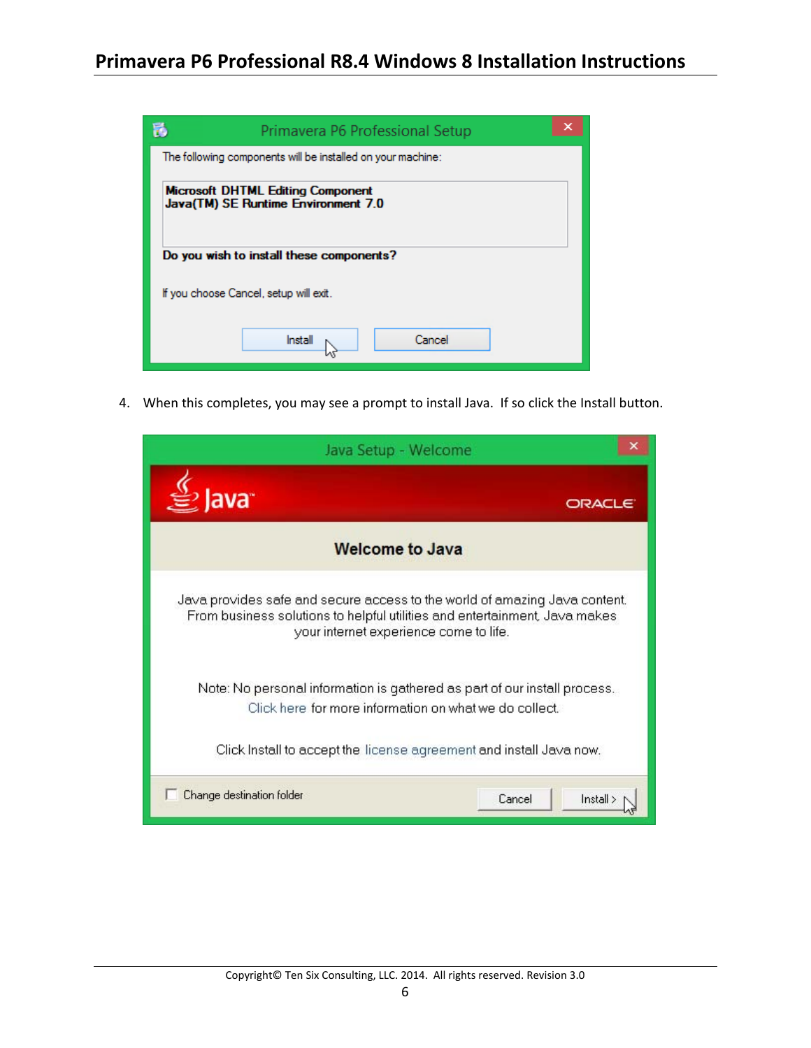Primavera P6 Professional Setup

The following components will be installed on your machine:

**Microsoft DHTML Editing Component**
**Java(TM) SE Runtime Environment 7.0**

**Do you wish to install these components?**

If you choose Cancel, setup will exit.

Install | Cancel

4. When this completes, you may see a prompt to install Java. If so click the Install button.

Java Setup - Welcome

Java ORACLE

**Welcome to Java**

Java provides safe and secure access to the world of amazing Java content. From business solutions to helpful utilities and entertainment, Java makes your internet experience come to life.

Note: No personal information is gathered as part of our install process. Click here for more information on what we do collect.

Click Install to accept the license agreement and install Java now.

Change destination folder | Cancel | Install >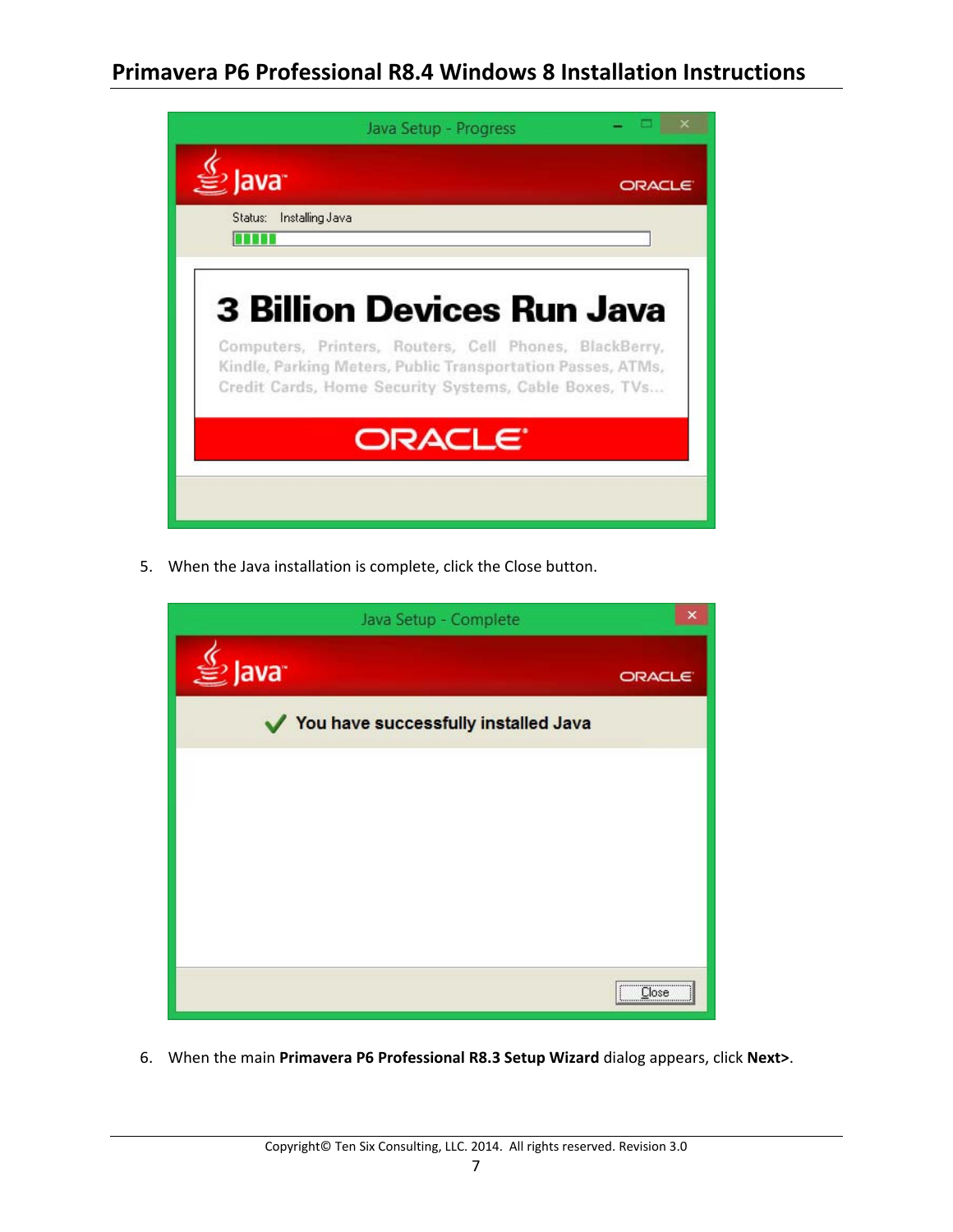5. When the Java installation is complete, click the Close button.

6. When the main **Primavera P6 Professional R8.3 Setup Wizard** dialog appears, click **Next>**.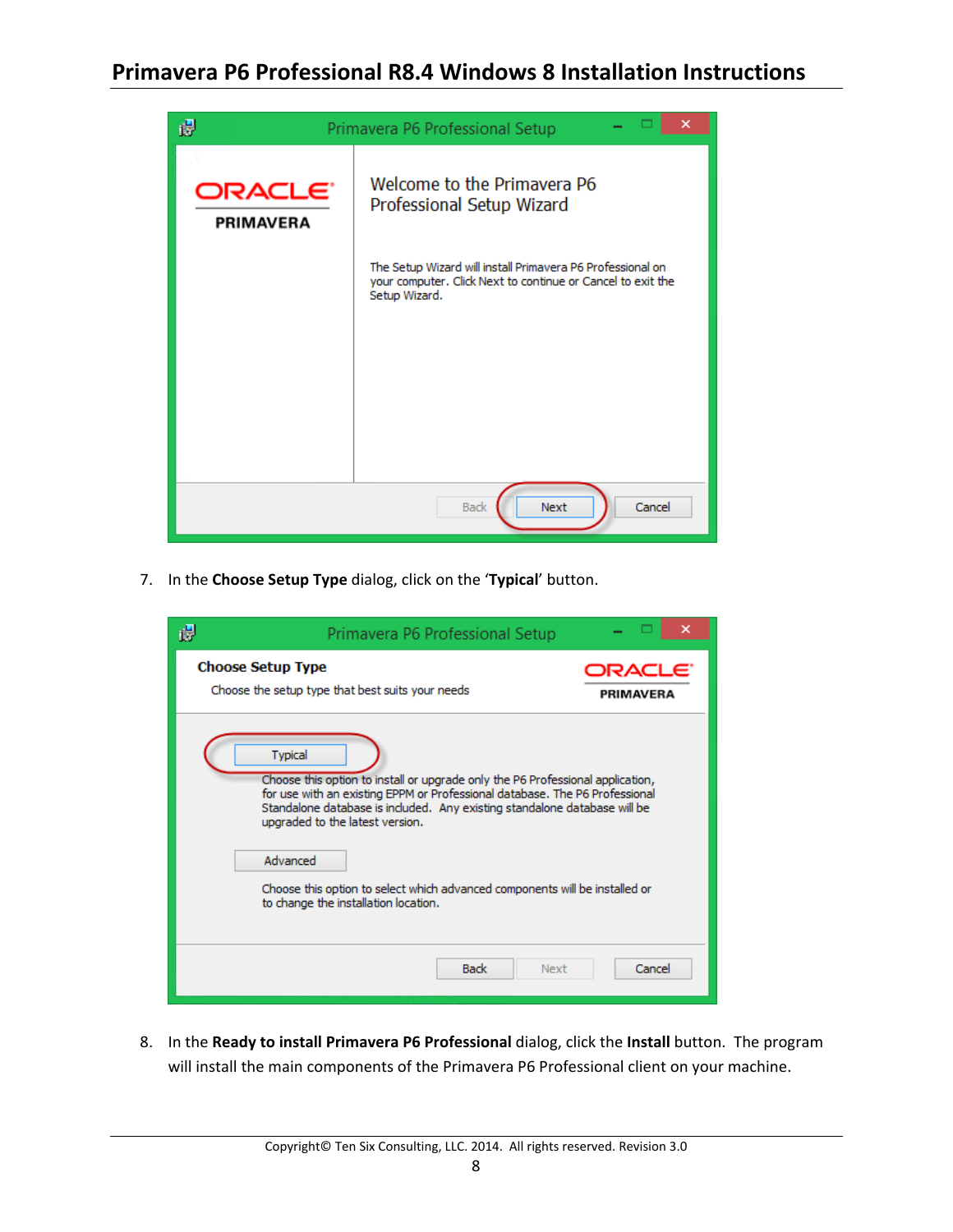7. In the **Choose Setup Type** dialog, click on the '**Typical**' button.

8. In the **Ready to install Primavera P6 Professional** dialog, click the **Install** button. The program will install the main components of the Primavera P6 Professional client on your machine.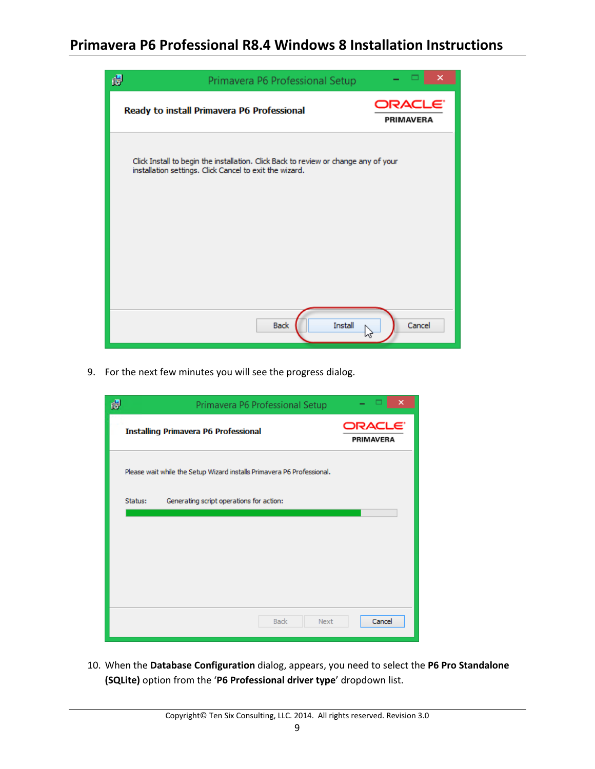9. For the next few minutes you will see the progress dialog.

10. When the **Database Configuration** dialog, appears, you need to select the **P6 Pro Standalone (SQLite)** option from the '**P6 Professional driver type**' dropdown list.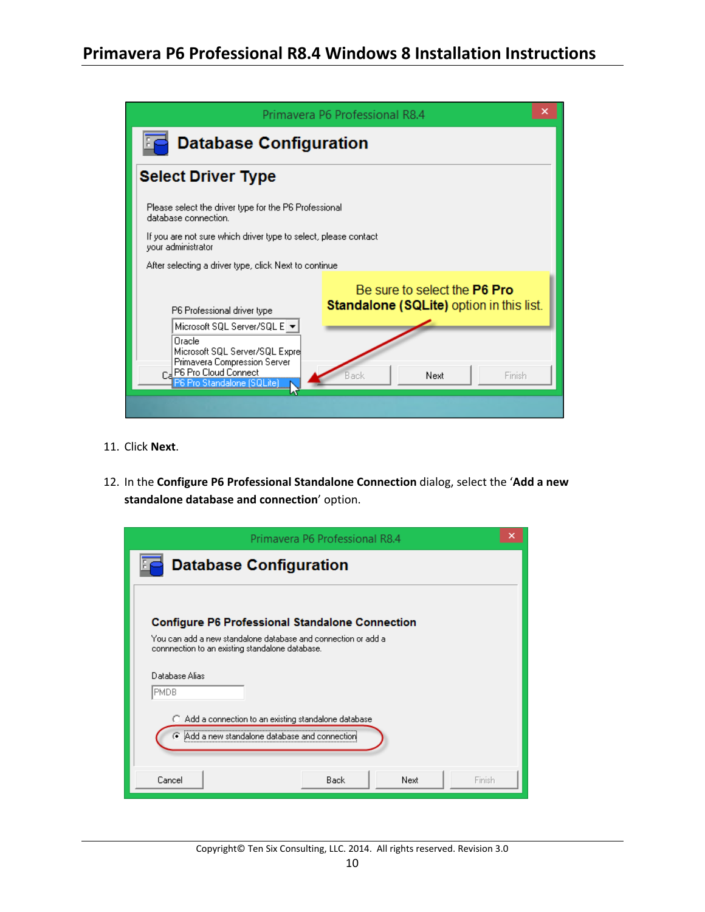11. Click **Next**.

12. In the **Configure P6 Professional Standalone Connection** dialog, select the '**Add a new standalone database and connection**' option.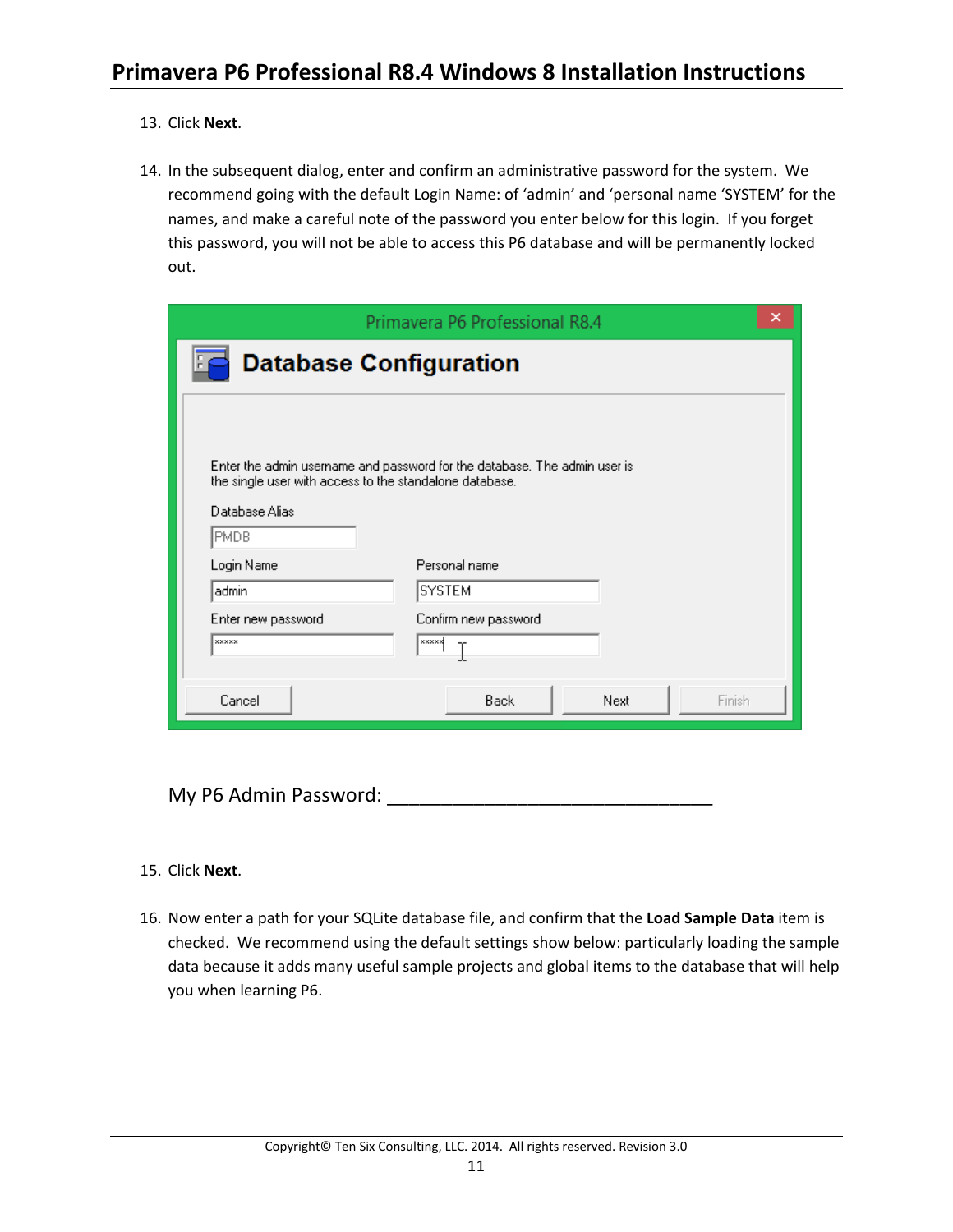13. Click **Next**.

14. In the subsequent dialog, enter and confirm an administrative password for the system. We recommend going with the default Login Name: of 'admin' and 'personal name 'SYSTEM' for the names, and make a careful note of the password you enter below for this login. If you forget this password, you will not be able to access this P6 database and will be permanently locked out.

My P6 Admin Password: ______________________________

15. Click **Next**.

16. Now enter a path for your SQLite database file, and confirm that the **Load Sample Data** item is checked. We recommend using the default settings show below: particularly loading the sample data because it adds many useful sample projects and global items to the database that will help you when learning P6.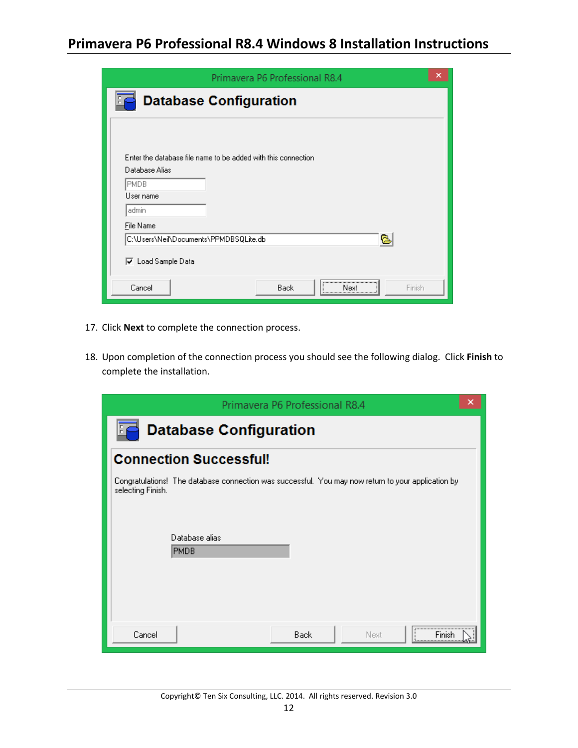17. Click **Next** to complete the connection process.

18. Upon completion of the connection process you should see the following dialog. Click **Finish** to complete the installation.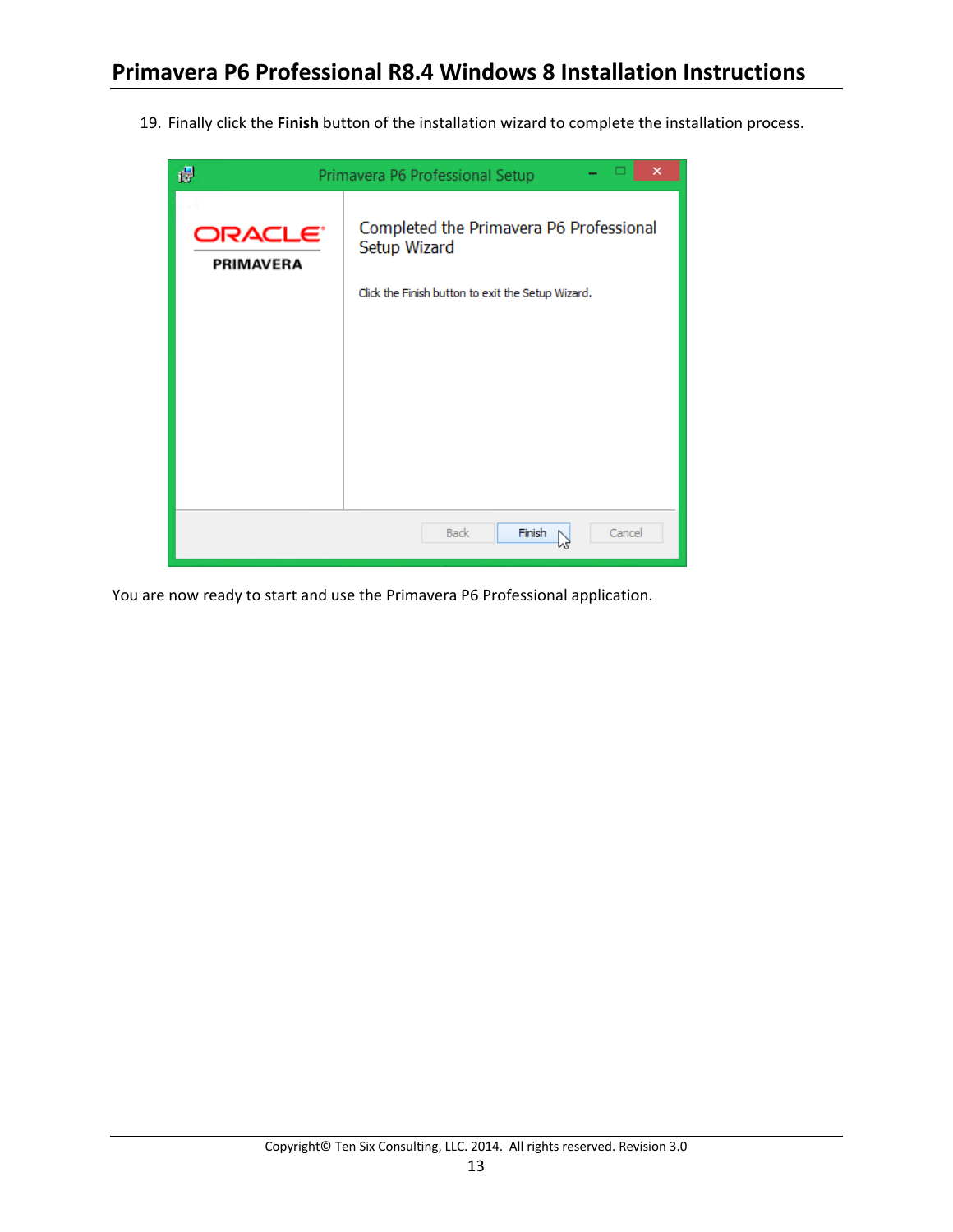19. Finally click the **Finish** button of the installation wizard to complete the installation process.

You are now ready to start and use the Primavera P6 Professional application.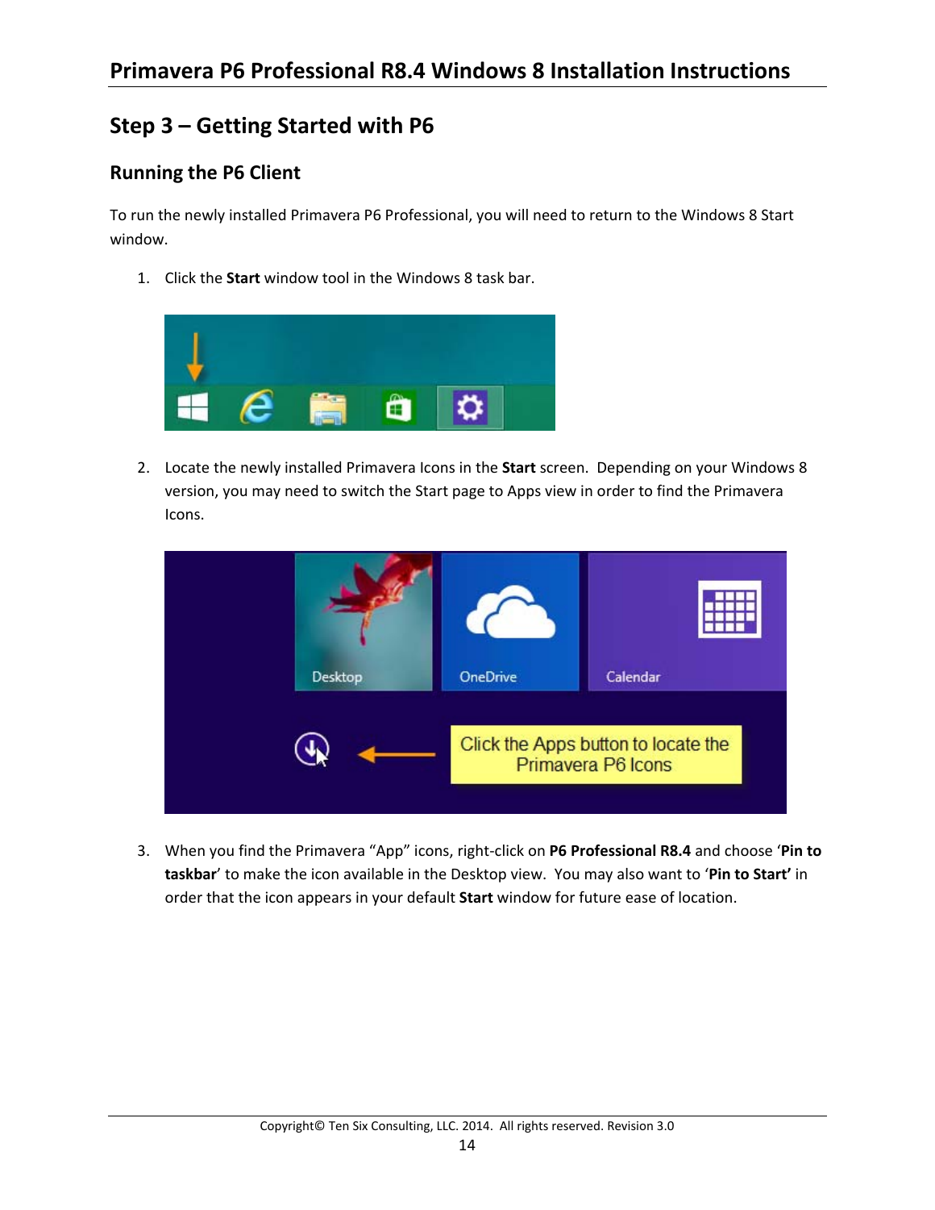## Step 3 – Getting Started with P6

### Running the P6 Client

To run the newly installed Primavera P6 Professional, you will need to return to the Windows 8 Start window.

1. Click the **Start** window tool in the Windows 8 task bar.

2. Locate the newly installed Primavera Icons in the **Start** screen. Depending on your Windows 8 version, you may need to switch the Start page to Apps view in order to find the Primavera Icons.

3. When you find the Primavera "App" icons, right-click on **P6 Professional R8.4** and choose '**Pin to taskbar**' to make the icon available in the Desktop view. You may also want to '**Pin to Start'** in order that the icon appears in your default **Start** window for future ease of location.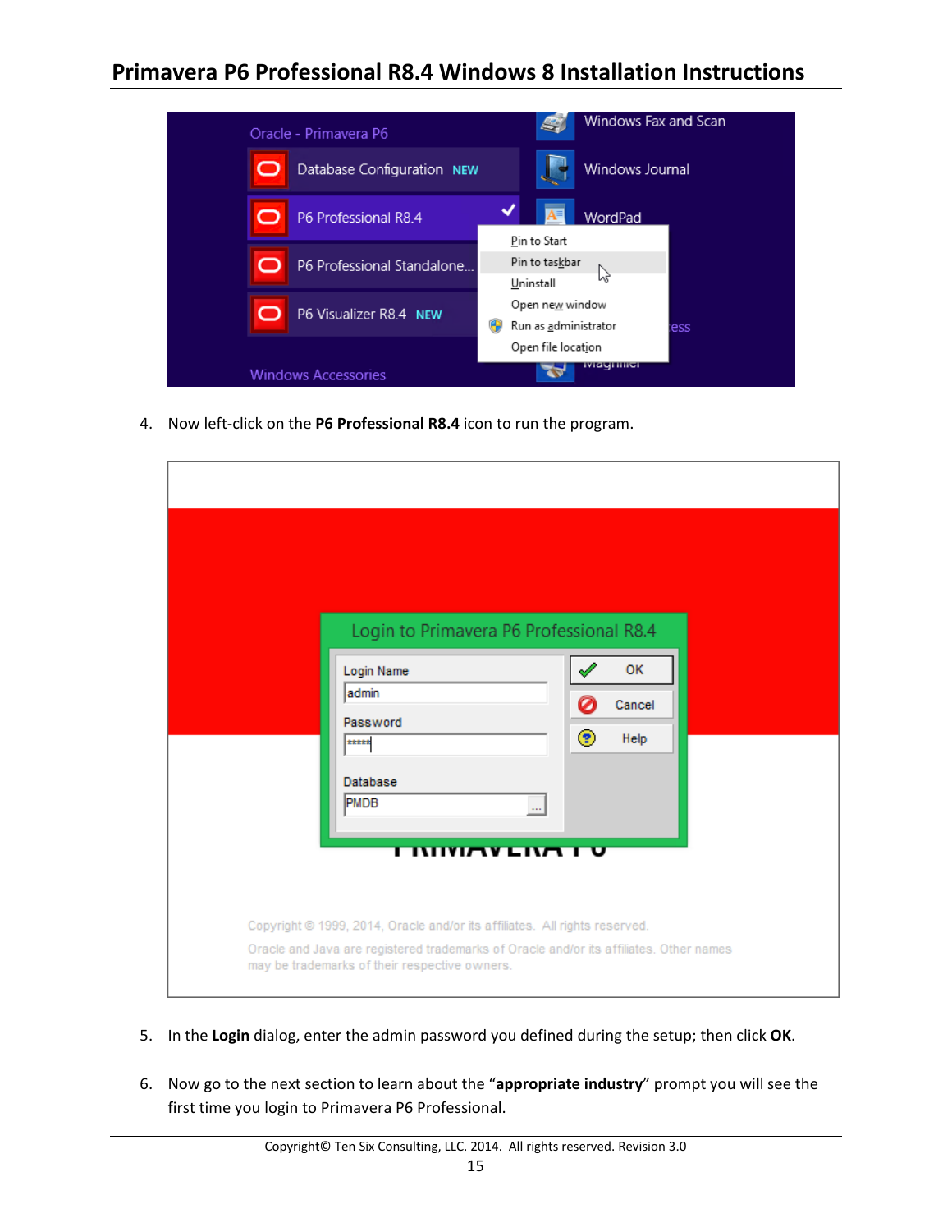4. Now left-click on the **P6 Professional R8.4** icon to run the program.

5. In the **Login** dialog, enter the admin password you defined during the setup; then click **OK**.

6. Now go to the next section to learn about the "**appropriate industry**" prompt you will see the first time you login to Primavera P6 Professional.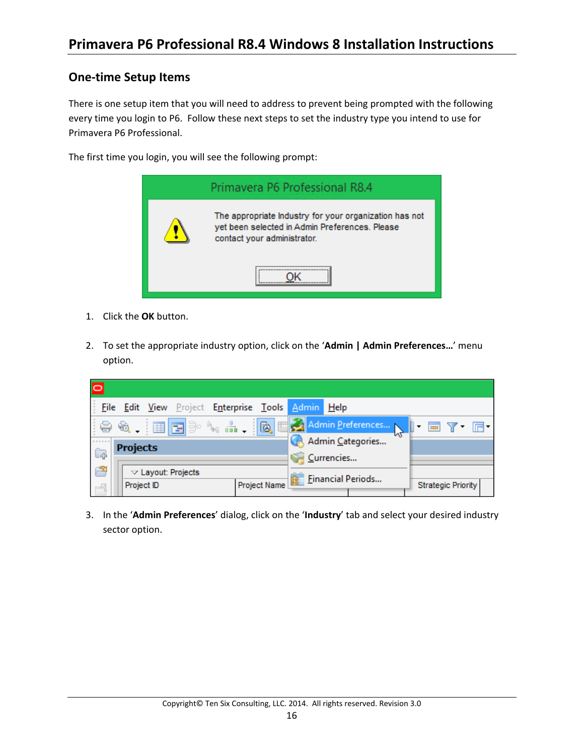## One-time Setup Items

There is one setup item that you will need to address to prevent being prompted with the following every time you login to P6. Follow these next steps to set the industry type you intend to use for Primavera P6 Professional.

The first time you login, you will see the following prompt:

1. Click the **OK** button.

2. To set the appropriate industry option, click on the '**Admin | Admin Preferences…**' menu option.

3. In the '**Admin Preferences**' dialog, click on the '**Industry**' tab and select your desired industry sector option.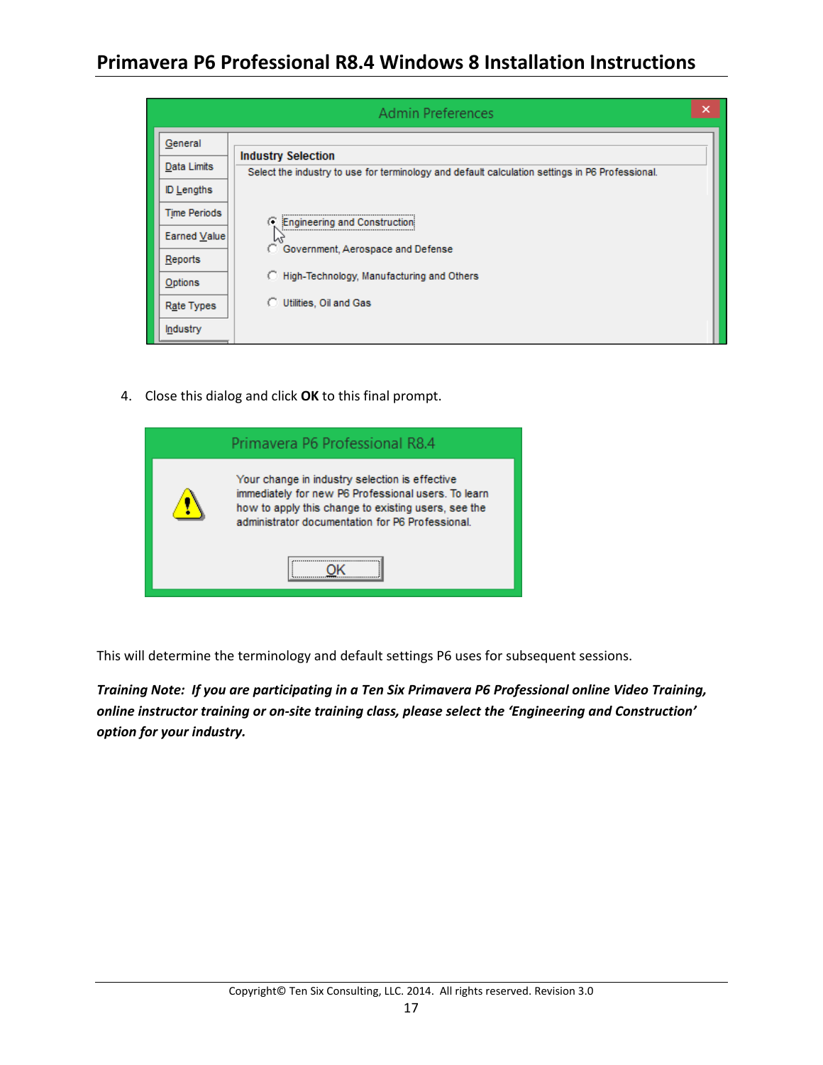4. Close this dialog and click **OK** to this final prompt.

This will determine the terminology and default settings P6 uses for subsequent sessions.

***Training Note: If you are participating in a Ten Six Primavera P6 Professional online Video Training, online instructor training or on-site training class, please select the 'Engineering and Construction' option for your industry.***